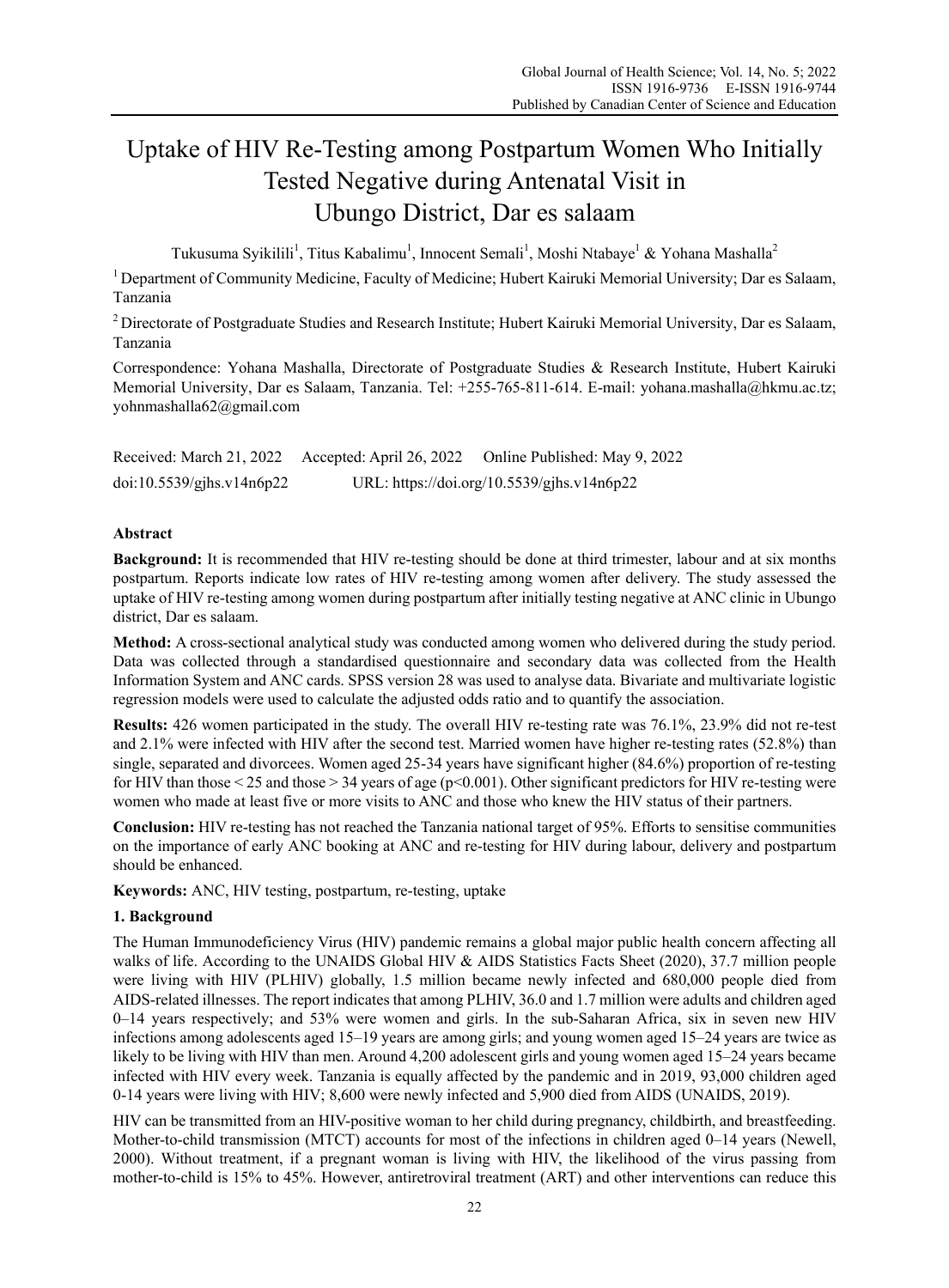# Uptake of HIV Re-Testing among Postpartum Women Who Initially Tested Negative during Antenatal Visit in Ubungo District, Dar es salaam

Tukusuma Syikilili[1], Titus Kabalimu[1], Innocent Semali[1], Moshi Ntabaye[1] & Yohana Mashalla[2]

[1] Department of Community Medicine, Faculty of Medicine; Hubert Kairuki Memorial University; Dar es Salaam, Tanzania

[2] Directorate of Postgraduate Studies and Research Institute; Hubert Kairuki Memorial University, Dar es Salaam, Tanzania

Correspondence: Yohana Mashalla, Directorate of Postgraduate Studies & Research Institute, Hubert Kairuki Memorial University, Dar es Salaam, Tanzania. Tel: +255-765-811-614. E-mail: yohana.mashalla@hkmu.ac.tz; yohnmashalla62@gmail.com

Received: March 21, 2022 Accepted: April 26, 2022 Online Published: May 9, 2022

doi:10.5539/gjhs.v14n6p22 URL: https://doi.org/10.5539/gjhs.v14n6p22

## Abstract

**Background:** It is recommended that HIV re-testing should be done at third trimester, labour and at six months postpartum. Reports indicate low rates of HIV re-testing among women after delivery. The study assessed the uptake of HIV re-testing among women during postpartum after initially testing negative at ANC clinic in Ubungo district, Dar es salaam.

**Method:** A cross-sectional analytical study was conducted among women who delivered during the study period. Data was collected through a standardised questionnaire and secondary data was collected from the Health Information System and ANC cards. SPSS version 28 was used to analyse data. Bivariate and multivariate logistic regression models were used to calculate the adjusted odds ratio and to quantify the association.

**Results:** 426 women participated in the study. The overall HIV re-testing rate was 76.1%, 23.9% did not re-test and 2.1% were infected with HIV after the second test. Married women have higher re-testing rates (52.8%) than single, separated and divorcees. Women aged 25-34 years have significant higher (84.6%) proportion of re-testing for HIV than those < 25 and those > 34 years of age ($p<0.001$). Other significant predictors for HIV re-testing were women who made at least five or more visits to ANC and those who knew the HIV status of their partners.

**Conclusion:** HIV re-testing has not reached the Tanzania national target of 95%. Efforts to sensitise communities on the importance of early ANC booking at ANC and re-testing for HIV during labour, delivery and postpartum should be enhanced.

**Keywords:** ANC, HIV testing, postpartum, re-testing, uptake

## 1. Background

The Human Immunodeficiency Virus (HIV) pandemic remains a global major public health concern affecting all walks of life. According to the UNAIDS Global HIV & AIDS Statistics Facts Sheet (2020), 37.7 million people were living with HIV (PLHIV) globally, 1.5 million became newly infected and 680,000 people died from AIDS-related illnesses. The report indicates that among PLHIV, 36.0 and 1.7 million were adults and children aged 0–14 years respectively; and 53% were women and girls. In the sub-Saharan Africa, six in seven new HIV infections among adolescents aged 15–19 years are among girls; and young women aged 15–24 years are twice as likely to be living with HIV than men. Around 4,200 adolescent girls and young women aged 15–24 years became infected with HIV every week. Tanzania is equally affected by the pandemic and in 2019, 93,000 children aged 0-14 years were living with HIV; 8,600 were newly infected and 5,900 died from AIDS (UNAIDS, 2019).

HIV can be transmitted from an HIV-positive woman to her child during pregnancy, childbirth, and breastfeeding. Mother-to-child transmission (MTCT) accounts for most of the infections in children aged 0–14 years (Newell, 2000). Without treatment, if a pregnant woman is living with HIV, the likelihood of the virus passing from mother-to-child is 15% to 45%. However, antiretroviral treatment (ART) and other interventions can reduce this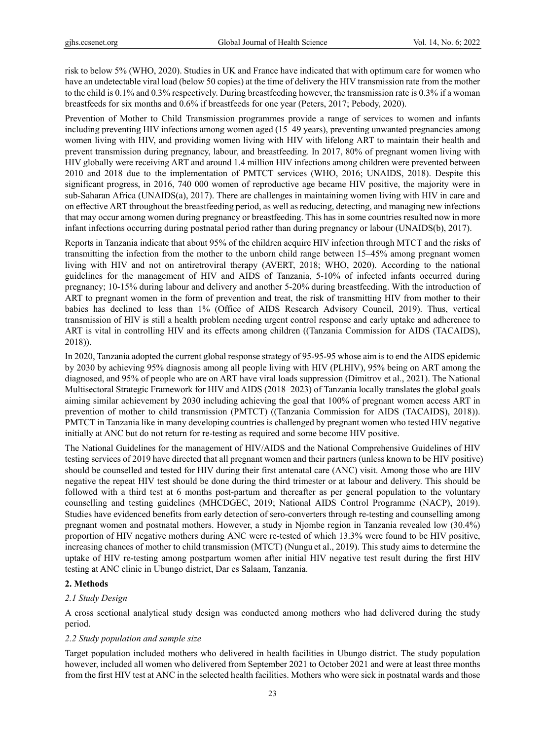risk to below 5% (WHO, 2020). Studies in UK and France have indicated that with optimum care for women who have an undetectable viral load (below 50 copies) at the time of delivery the HIV transmission rate from the mother to the child is 0.1% and 0.3% respectively. During breastfeeding however, the transmission rate is 0.3% if a woman breastfeeds for six months and 0.6% if breastfeeds for one year (Peters, 2017; Pebody, 2020).

Prevention of Mother to Child Transmission programmes provide a range of services to women and infants including preventing HIV infections among women aged (15–49 years), preventing unwanted pregnancies among women living with HIV, and providing women living with HIV with lifelong ART to maintain their health and prevent transmission during pregnancy, labour, and breastfeeding. In 2017, 80% of pregnant women living with HIV globally were receiving ART and around 1.4 million HIV infections among children were prevented between 2010 and 2018 due to the implementation of PMTCT services (WHO, 2016; UNAIDS, 2018). Despite this significant progress, in 2016, 740 000 women of reproductive age became HIV positive, the majority were in sub-Saharan Africa (UNAIDS(a), 2017). There are challenges in maintaining women living with HIV in care and on effective ART throughout the breastfeeding period, as well as reducing, detecting, and managing new infections that may occur among women during pregnancy or breastfeeding. This has in some countries resulted now in more infant infections occurring during postnatal period rather than during pregnancy or labour (UNAIDS(b), 2017).

Reports in Tanzania indicate that about 95% of the children acquire HIV infection through MTCT and the risks of transmitting the infection from the mother to the unborn child range between 15–45% among pregnant women living with HIV and not on antiretroviral therapy (AVERT, 2018; WHO, 2020). According to the national guidelines for the management of HIV and AIDS of Tanzania, 5-10% of infected infants occurred during pregnancy; 10-15% during labour and delivery and another 5-20% during breastfeeding. With the introduction of ART to pregnant women in the form of prevention and treat, the risk of transmitting HIV from mother to their babies has declined to less than 1% (Office of AIDS Research Advisory Council, 2019). Thus, vertical transmission of HIV is still a health problem needing urgent control response and early uptake and adherence to ART is vital in controlling HIV and its effects among children ((Tanzania Commission for AIDS (TACAIDS), 2018)).

In 2020, Tanzania adopted the current global response strategy of 95-95-95 whose aim is to end the AIDS epidemic by 2030 by achieving 95% diagnosis among all people living with HIV (PLHIV), 95% being on ART among the diagnosed, and 95% of people who are on ART have viral loads suppression (Dimitrov et al., 2021). The National Multisectoral Strategic Framework for HIV and AIDS (2018–2023) of Tanzania locally translates the global goals aiming similar achievement by 2030 including achieving the goal that 100% of pregnant women access ART in prevention of mother to child transmission (PMTCT) ((Tanzania Commission for AIDS (TACAIDS), 2018)). PMTCT in Tanzania like in many developing countries is challenged by pregnant women who tested HIV negative initially at ANC but do not return for re-testing as required and some become HIV positive.

The National Guidelines for the management of HIV/AIDS and the National Comprehensive Guidelines of HIV testing services of 2019 have directed that all pregnant women and their partners (unless known to be HIV positive) should be counselled and tested for HIV during their first antenatal care (ANC) visit. Among those who are HIV negative the repeat HIV test should be done during the third trimester or at labour and delivery. This should be followed with a third test at 6 months post-partum and thereafter as per general population to the voluntary counselling and testing guidelines (MHCDGEC, 2019; National AIDS Control Programme (NACP), 2019). Studies have evidenced benefits from early detection of sero-converters through re-testing and counselling among pregnant women and postnatal mothers. However, a study in Njombe region in Tanzania revealed low (30.4%) proportion of HIV negative mothers during ANC were re-tested of which 13.3% were found to be HIV positive, increasing chances of mother to child transmission (MTCT) (Nungu et al., 2019). This study aims to determine the uptake of HIV re-testing among postpartum women after initial HIV negative test result during the first HIV testing at ANC clinic in Ubungo district, Dar es Salaam, Tanzania.

## 2. Methods

### *2.1 Study Design*

A cross sectional analytical study design was conducted among mothers who had delivered during the study period.

### *2.2 Study population and sample size*

Target population included mothers who delivered in health facilities in Ubungo district. The study population however, included all women who delivered from September 2021 to October 2021 and were at least three months from the first HIV test at ANC in the selected health facilities. Mothers who were sick in postnatal wards and those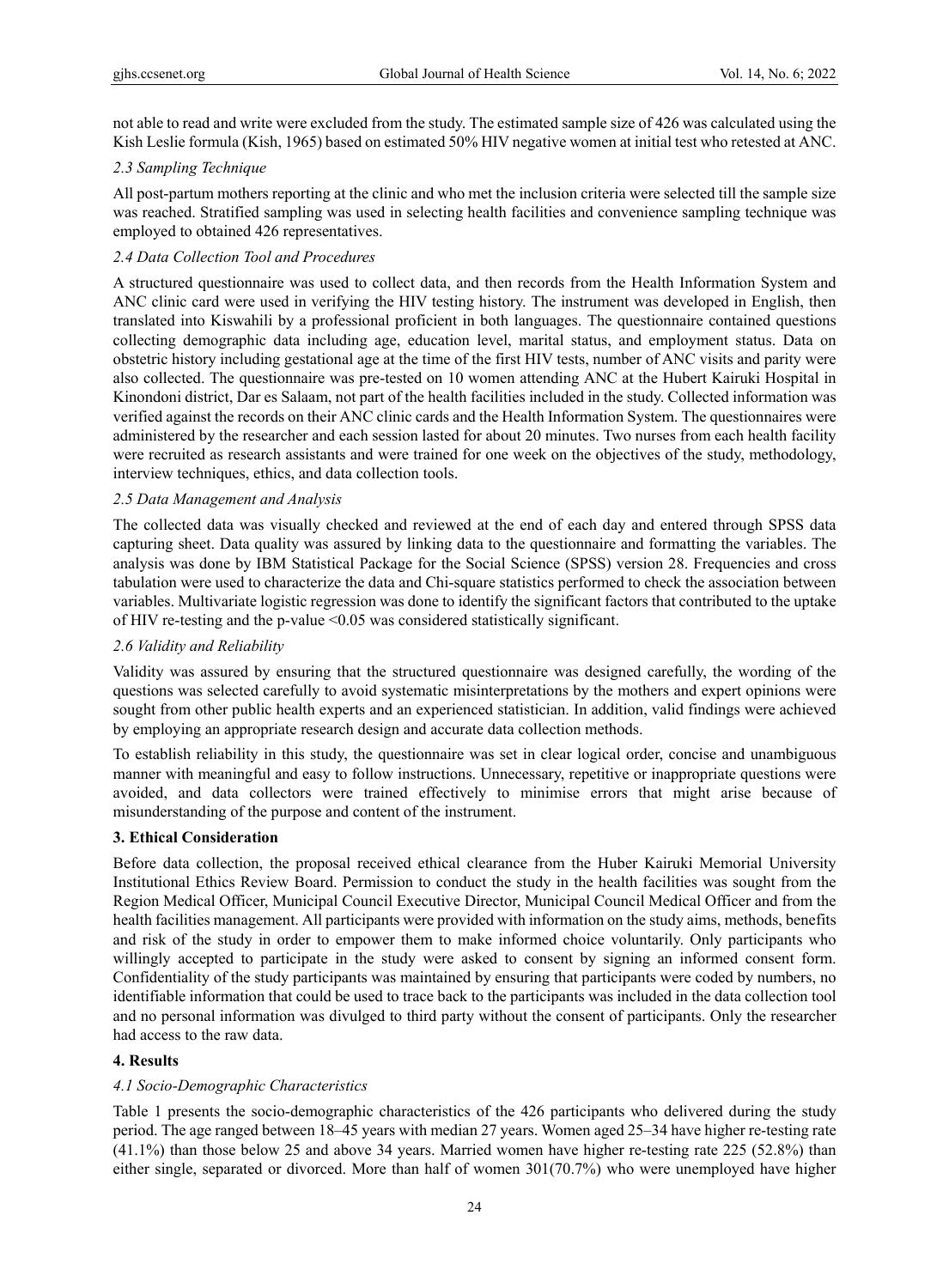not able to read and write were excluded from the study. The estimated sample size of 426 was calculated using the Kish Leslie formula (Kish, 1965) based on estimated 50% HIV negative women at initial test who retested at ANC.

### *2.3 Sampling Technique*

All post-partum mothers reporting at the clinic and who met the inclusion criteria were selected till the sample size was reached. Stratified sampling was used in selecting health facilities and convenience sampling technique was employed to obtained 426 representatives.

### *2.4 Data Collection Tool and Procedures*

A structured questionnaire was used to collect data, and then records from the Health Information System and ANC clinic card were used in verifying the HIV testing history. The instrument was developed in English, then translated into Kiswahili by a professional proficient in both languages. The questionnaire contained questions collecting demographic data including age, education level, marital status, and employment status. Data on obstetric history including gestational age at the time of the first HIV tests, number of ANC visits and parity were also collected. The questionnaire was pre-tested on 10 women attending ANC at the Hubert Kairuki Hospital in Kinondoni district, Dar es Salaam, not part of the health facilities included in the study. Collected information was verified against the records on their ANC clinic cards and the Health Information System. The questionnaires were administered by the researcher and each session lasted for about 20 minutes. Two nurses from each health facility were recruited as research assistants and were trained for one week on the objectives of the study, methodology, interview techniques, ethics, and data collection tools.

### *2.5 Data Management and Analysis*

The collected data was visually checked and reviewed at the end of each day and entered through SPSS data capturing sheet. Data quality was assured by linking data to the questionnaire and formatting the variables. The analysis was done by IBM Statistical Package for the Social Science (SPSS) version 28. Frequencies and cross tabulation were used to characterize the data and Chi-square statistics performed to check the association between variables. Multivariate logistic regression was done to identify the significant factors that contributed to the uptake of HIV re-testing and the p-value $<0.05$ was considered statistically significant.

### *2.6 Validity and Reliability*

Validity was assured by ensuring that the structured questionnaire was designed carefully, the wording of the questions was selected carefully to avoid systematic misinterpretations by the mothers and expert opinions were sought from other public health experts and an experienced statistician. In addition, valid findings were achieved by employing an appropriate research design and accurate data collection methods.

To establish reliability in this study, the questionnaire was set in clear logical order, concise and unambiguous manner with meaningful and easy to follow instructions. Unnecessary, repetitive or inappropriate questions were avoided, and data collectors were trained effectively to minimise errors that might arise because of misunderstanding of the purpose and content of the instrument.

## **3. Ethical Consideration**

Before data collection, the proposal received ethical clearance from the Huber Kairuki Memorial University Institutional Ethics Review Board. Permission to conduct the study in the health facilities was sought from the Region Medical Officer, Municipal Council Executive Director, Municipal Council Medical Officer and from the health facilities management. All participants were provided with information on the study aims, methods, benefits and risk of the study in order to empower them to make informed choice voluntarily. Only participants who willingly accepted to participate in the study were asked to consent by signing an informed consent form. Confidentiality of the study participants was maintained by ensuring that participants were coded by numbers, no identifiable information that could be used to trace back to the participants was included in the data collection tool and no personal information was divulged to third party without the consent of participants. Only the researcher had access to the raw data.

## **4. Results**

### *4.1 Socio-Demographic Characteristics*

Table 1 presents the socio-demographic characteristics of the 426 participants who delivered during the study period. The age ranged between 18–45 years with median 27 years. Women aged 25–34 have higher re-testing rate (41.1%) than those below 25 and above 34 years. Married women have higher re-testing rate 225 (52.8%) than either single, separated or divorced. More than half of women 301(70.7%) who were unemployed have higher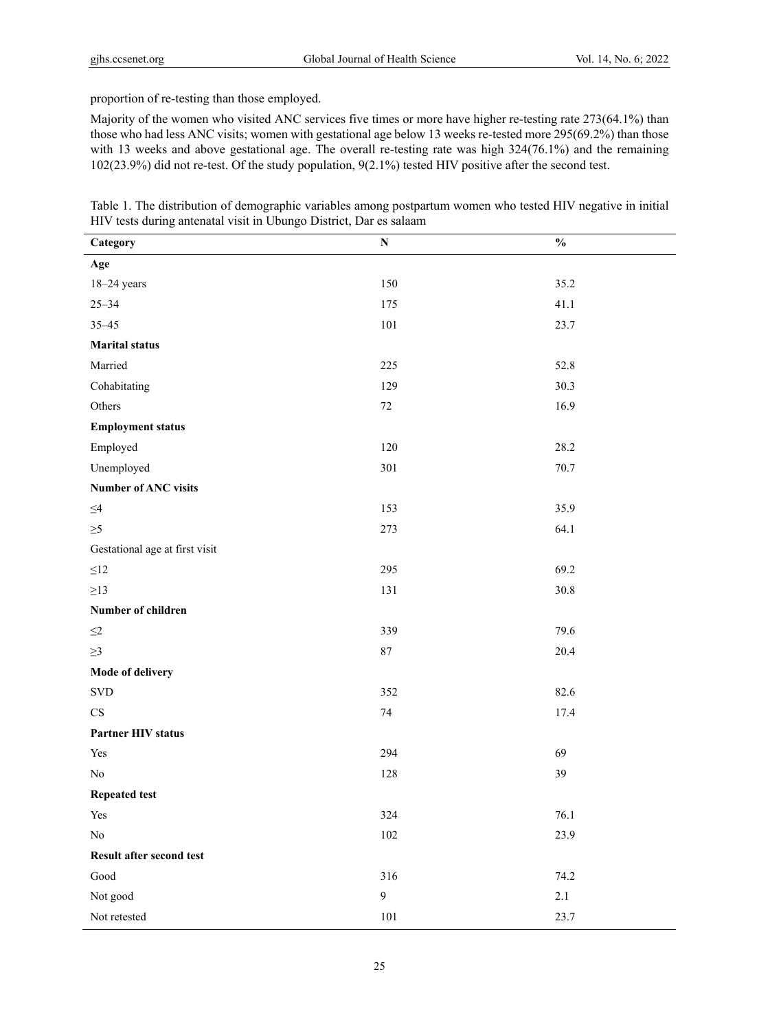proportion of re-testing than those employed.

Majority of the women who visited ANC services five times or more have higher re-testing rate 273(64.1%) than those who had less ANC visits; women with gestational age below 13 weeks re-tested more 295(69.2%) than those with 13 weeks and above gestational age. The overall re-testing rate was high 324(76.1%) and the remaining 102(23.9%) did not re-test. Of the study population, 9(2.1%) tested HIV positive after the second test.

Table 1. The distribution of demographic variables among postpartum women who tested HIV negative in initial HIV tests during antenatal visit in Ubungo District, Dar es salaam

| Category | N | % |
|---|---|---|
| **Age** | | |
| 18–24 years | 150 | 35.2 |
| 25–34 | 175 | 41.1 |
| 35–45 | 101 | 23.7 |
| **Marital status** | | |
| Married | 225 | 52.8 |
| Cohabitating | 129 | 30.3 |
| Others | 72 | 16.9 |
| **Employment status** | | |
| Employed | 120 | 28.2 |
| Unemployed | 301 | 70.7 |
| **Number of ANC visits** | | |
| ≤4 | 153 | 35.9 |
| ≥5 | 273 | 64.1 |
| Gestational age at first visit | | |
| ≤12 | 295 | 69.2 |
| ≥13 | 131 | 30.8 |
| **Number of children** | | |
| ≤2 | 339 | 79.6 |
| ≥3 | 87 | 20.4 |
| **Mode of delivery** | | |
| SVD | 352 | 82.6 |
| CS | 74 | 17.4 |
| **Partner HIV status** | | |
| Yes | 294 | 69 |
| No | 128 | 39 |
| **Repeated test** | | |
| Yes | 324 | 76.1 |
| No | 102 | 23.9 |
| **Result after second test** | | |
| Good | 316 | 74.2 |
| Not good | 9 | 2.1 |
| Not retested | 101 | 23.7 |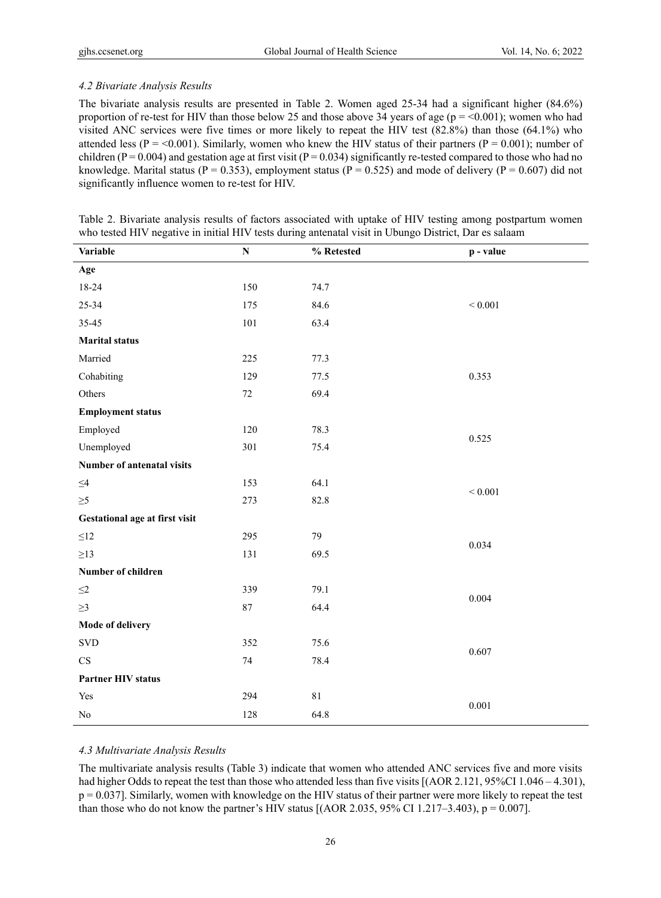### *4.2 Bivariate Analysis Results*

The bivariate analysis results are presented in Table 2. Women aged 25-34 had a significant higher (84.6%) proportion of re-test for HIV than those below 25 and those above 34 years of age (p = <0.001); women who had visited ANC services were five times or more likely to repeat the HIV test (82.8%) than those (64.1%) who attended less (P = <0.001). Similarly, women who knew the HIV status of their partners (P = 0.001); number of children (P = 0.004) and gestation age at first visit (P = 0.034) significantly re-tested compared to those who had no knowledge. Marital status (P = 0.353), employment status (P = 0.525) and mode of delivery (P = 0.607) did not significantly influence women to re-test for HIV.

Table 2. Bivariate analysis results of factors associated with uptake of HIV testing among postpartum women who tested HIV negative in initial HIV tests during antenatal visit in Ubungo District, Dar es salaam

| Variable | N | % Retested | p - value |
|---|---|---|---|
| **Age** | | | |
| 18-24 | 150 | 74.7 | |
| 25-34 | 175 | 84.6 | < 0.001 |
| 35-45 | 101 | 63.4 | |
| **Marital status** | | | |
| Married | 225 | 77.3 | |
| Cohabiting | 129 | 77.5 | 0.353 |
| Others | 72 | 69.4 | |
| **Employment status** | | | |
| Employed | 120 | 78.3 | 0.525 |
| Unemployed | 301 | 75.4 | |
| **Number of antenatal visits** | | | |
| ≤4 | 153 | 64.1 | < 0.001 |
| ≥5 | 273 | 82.8 | |
| **Gestational age at first visit** | | | |
| ≤12 | 295 | 79 | 0.034 |
| ≥13 | 131 | 69.5 | |
| **Number of children** | | | |
| ≤2 | 339 | 79.1 | 0.004 |
| ≥3 | 87 | 64.4 | |
| **Mode of delivery** | | | |
| SVD | 352 | 75.6 | 0.607 |
| CS | 74 | 78.4 | |
| **Partner HIV status** | | | |
| Yes | 294 | 81 | 0.001 |
| No | 128 | 64.8 | |

### *4.3 Multivariate Analysis Results*

The multivariate analysis results (Table 3) indicate that women who attended ANC services five and more visits had higher Odds to repeat the test than those who attended less than five visits [(AOR 2.121, 95%CI 1.046 – 4.301), p = 0.037]. Similarly, women with knowledge on the HIV status of their partner were more likely to repeat the test than those who do not know the partner's HIV status [(AOR 2.035, 95% CI 1.217–3.403), p = 0.007].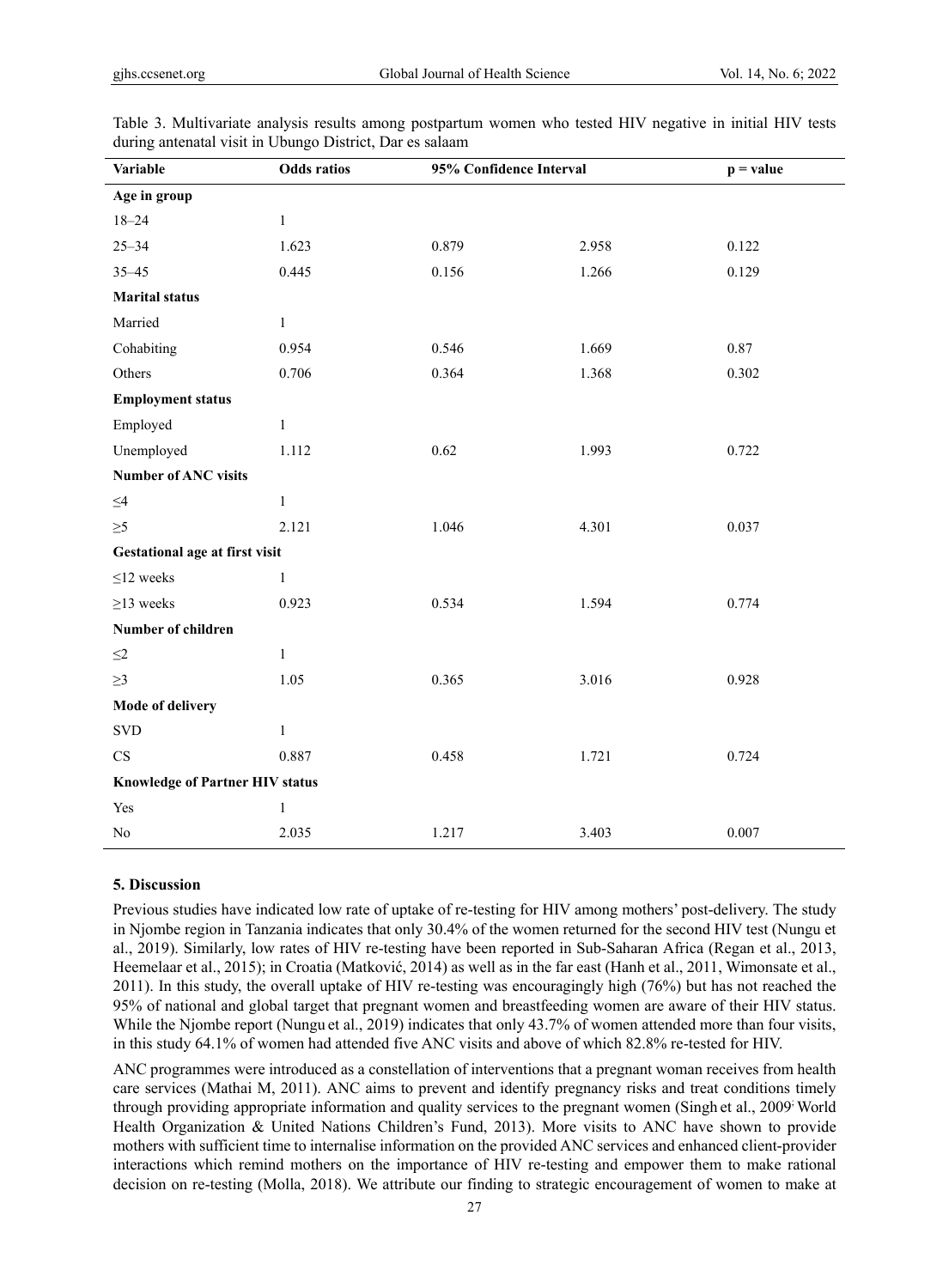Table 3. Multivariate analysis results among postpartum women who tested HIV negative in initial HIV tests during antenatal visit in Ubungo District, Dar es salaam

| Variable | Odds ratios | 95% Confidence Interval | | p = value |
|---|---|---|---|---|
| **Age in group** | | | | |
| 18–24 | 1 | | | |
| 25–34 | 1.623 | 0.879 | 2.958 | 0.122 |
| 35–45 | 0.445 | 0.156 | 1.266 | 0.129 |
| **Marital status** | | | | |
| Married | 1 | | | |
| Cohabiting | 0.954 | 0.546 | 1.669 | 0.87 |
| Others | 0.706 | 0.364 | 1.368 | 0.302 |
| **Employment status** | | | | |
| Employed | 1 | | | |
| Unemployed | 1.112 | 0.62 | 1.993 | 0.722 |
| **Number of ANC visits** | | | | |
| ≤4 | 1 | | | |
| ≥5 | 2.121 | 1.046 | 4.301 | 0.037 |
| **Gestational age at first visit** | | | | |
| ≤12 weeks | 1 | | | |
| ≥13 weeks | 0.923 | 0.534 | 1.594 | 0.774 |
| **Number of children** | | | | |
| ≤2 | 1 | | | |
| ≥3 | 1.05 | 0.365 | 3.016 | 0.928 |
| **Mode of delivery** | | | | |
| SVD | 1 | | | |
| CS | 0.887 | 0.458 | 1.721 | 0.724 |
| **Knowledge of Partner HIV status** | | | | |
| Yes | 1 | | | |
| No | 2.035 | 1.217 | 3.403 | 0.007 |

## 5. Discussion

Previous studies have indicated low rate of uptake of re-testing for HIV among mothers' post-delivery. The study in Njombe region in Tanzania indicates that only 30.4% of the women returned for the second HIV test (Nungu et al., 2019). Similarly, low rates of HIV re-testing have been reported in Sub-Saharan Africa (Regan et al., 2013, Heemelaar et al., 2015); in Croatia (Matković, 2014) as well as in the far east (Hanh et al., 2011, Wimonsate et al., 2011). In this study, the overall uptake of HIV re-testing was encouragingly high (76%) but has not reached the 95% of national and global target that pregnant women and breastfeeding women are aware of their HIV status. While the Njombe report (Nungu et al., 2019) indicates that only 43.7% of women attended more than four visits, in this study 64.1% of women had attended five ANC visits and above of which 82.8% re-tested for HIV.

ANC programmes were introduced as a constellation of interventions that a pregnant woman receives from health care services (Mathai M, 2011). ANC aims to prevent and identify pregnancy risks and treat conditions timely through providing appropriate information and quality services to the pregnant women (Singh et al., 2009; World Health Organization & United Nations Children's Fund, 2013). More visits to ANC have shown to provide mothers with sufficient time to internalise information on the provided ANC services and enhanced client-provider interactions which remind mothers on the importance of HIV re-testing and empower them to make rational decision on re-testing (Molla, 2018). We attribute our finding to strategic encouragement of women to make at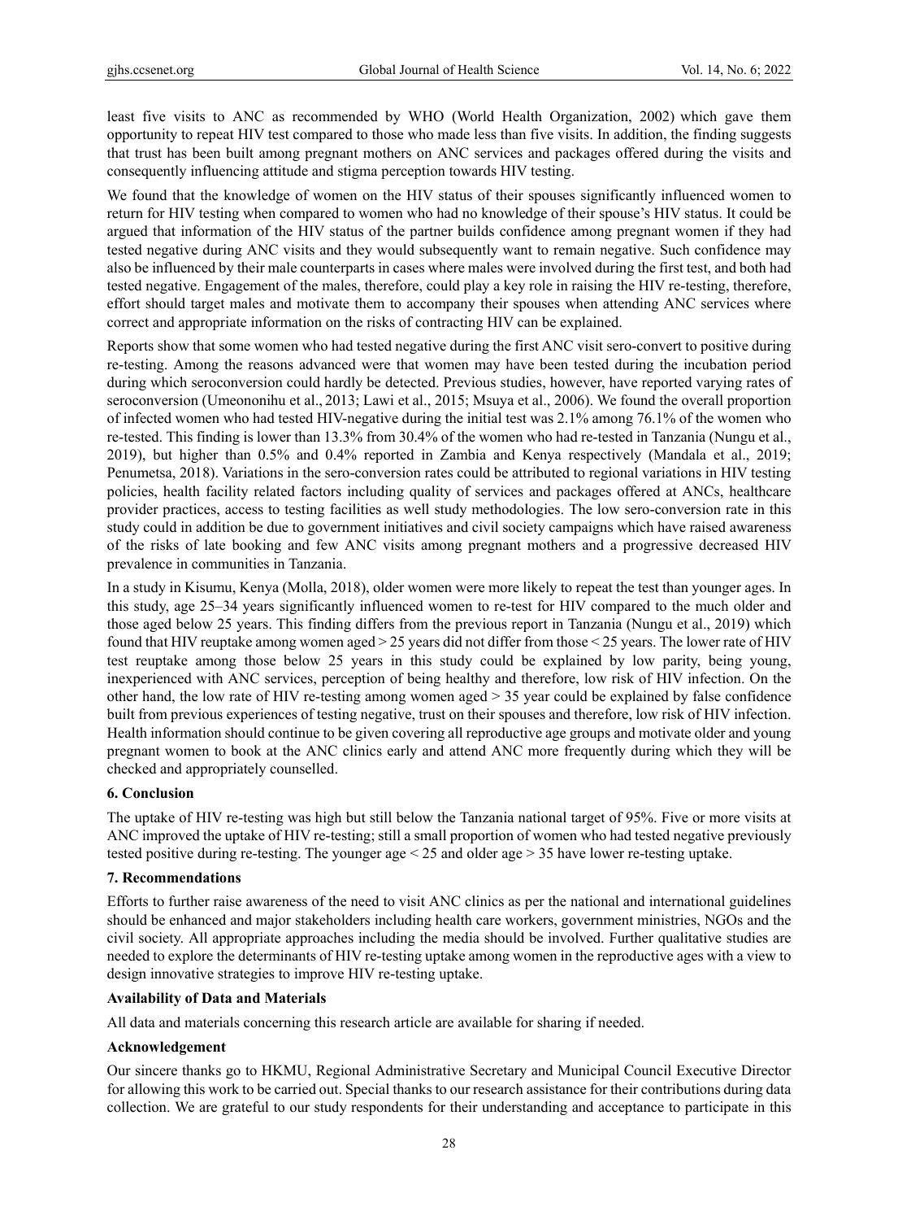least five visits to ANC as recommended by WHO (World Health Organization, 2002) which gave them opportunity to repeat HIV test compared to those who made less than five visits. In addition, the finding suggests that trust has been built among pregnant mothers on ANC services and packages offered during the visits and consequently influencing attitude and stigma perception towards HIV testing.

We found that the knowledge of women on the HIV status of their spouses significantly influenced women to return for HIV testing when compared to women who had no knowledge of their spouse's HIV status. It could be argued that information of the HIV status of the partner builds confidence among pregnant women if they had tested negative during ANC visits and they would subsequently want to remain negative. Such confidence may also be influenced by their male counterparts in cases where males were involved during the first test, and both had tested negative. Engagement of the males, therefore, could play a key role in raising the HIV re-testing, therefore, effort should target males and motivate them to accompany their spouses when attending ANC services where correct and appropriate information on the risks of contracting HIV can be explained.

Reports show that some women who had tested negative during the first ANC visit sero-convert to positive during re-testing. Among the reasons advanced were that women may have been tested during the incubation period during which seroconversion could hardly be detected. Previous studies, however, have reported varying rates of seroconversion (Umeononihu et al., 2013; Lawi et al., 2015; Msuya et al., 2006). We found the overall proportion of infected women who had tested HIV-negative during the initial test was 2.1% among 76.1% of the women who re-tested. This finding is lower than 13.3% from 30.4% of the women who had re-tested in Tanzania (Nungu et al., 2019), but higher than 0.5% and 0.4% reported in Zambia and Kenya respectively (Mandala et al., 2019; Penumetsa, 2018). Variations in the sero-conversion rates could be attributed to regional variations in HIV testing policies, health facility related factors including quality of services and packages offered at ANCs, healthcare provider practices, access to testing facilities as well study methodologies. The low sero-conversion rate in this study could in addition be due to government initiatives and civil society campaigns which have raised awareness of the risks of late booking and few ANC visits among pregnant mothers and a progressive decreased HIV prevalence in communities in Tanzania.

In a study in Kisumu, Kenya (Molla, 2018), older women were more likely to repeat the test than younger ages. In this study, age 25–34 years significantly influenced women to re-test for HIV compared to the much older and those aged below 25 years. This finding differs from the previous report in Tanzania (Nungu et al., 2019) which found that HIV reuptake among women aged > 25 years did not differ from those < 25 years. The lower rate of HIV test reuptake among those below 25 years in this study could be explained by low parity, being young, inexperienced with ANC services, perception of being healthy and therefore, low risk of HIV infection. On the other hand, the low rate of HIV re-testing among women aged > 35 year could be explained by false confidence built from previous experiences of testing negative, trust on their spouses and therefore, low risk of HIV infection. Health information should continue to be given covering all reproductive age groups and motivate older and young pregnant women to book at the ANC clinics early and attend ANC more frequently during which they will be checked and appropriately counselled.

### 6. Conclusion

The uptake of HIV re-testing was high but still below the Tanzania national target of 95%. Five or more visits at ANC improved the uptake of HIV re-testing; still a small proportion of women who had tested negative previously tested positive during re-testing. The younger age < 25 and older age > 35 have lower re-testing uptake.

### 7. Recommendations

Efforts to further raise awareness of the need to visit ANC clinics as per the national and international guidelines should be enhanced and major stakeholders including health care workers, government ministries, NGOs and the civil society. All appropriate approaches including the media should be involved. Further qualitative studies are needed to explore the determinants of HIV re-testing uptake among women in the reproductive ages with a view to design innovative strategies to improve HIV re-testing uptake.

### Availability of Data and Materials

All data and materials concerning this research article are available for sharing if needed.

### Acknowledgement

Our sincere thanks go to HKMU, Regional Administrative Secretary and Municipal Council Executive Director for allowing this work to be carried out. Special thanks to our research assistance for their contributions during data collection. We are grateful to our study respondents for their understanding and acceptance to participate in this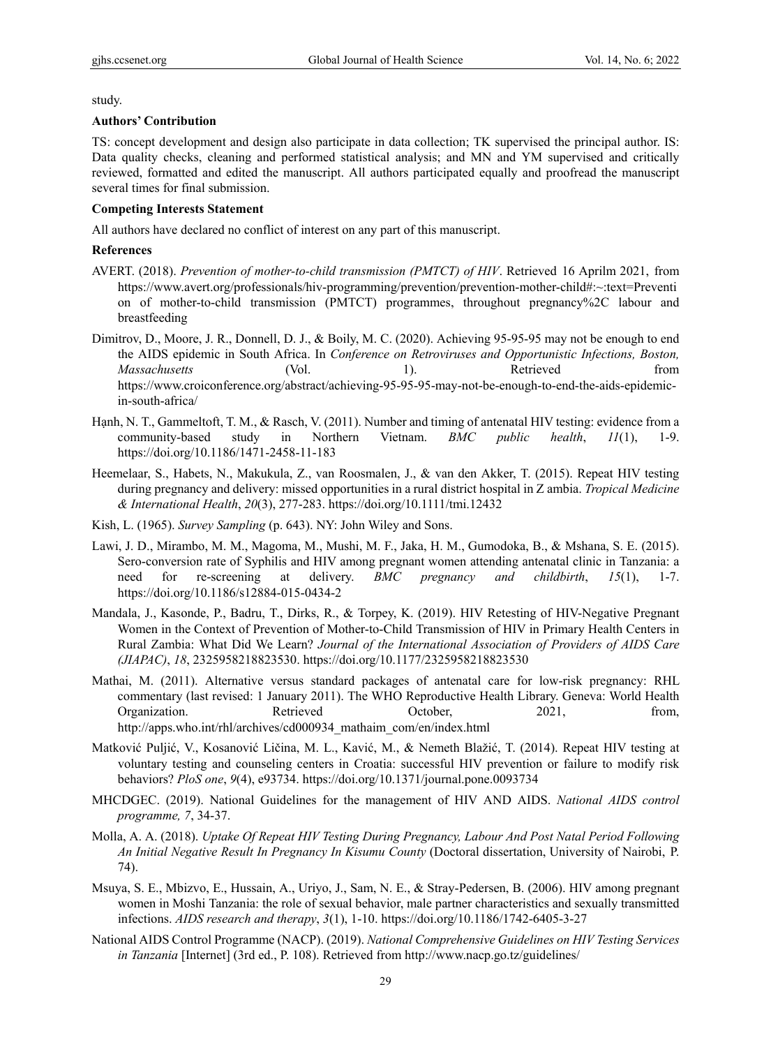study.

**Authors' Contribution**

TS: concept development and design also participate in data collection; TK supervised the principal author. IS: Data quality checks, cleaning and performed statistical analysis; and MN and YM supervised and critically reviewed, formatted and edited the manuscript. All authors participated equally and proofread the manuscript several times for final submission.

**Competing Interests Statement**

All authors have declared no conflict of interest on any part of this manuscript.

**References**

AVERT. (2018). *Prevention of mother-to-child transmission (PMTCT) of HIV*. Retrieved 16 Aprilm 2021, from https://www.avert.org/professionals/hiv-programming/prevention/prevention-mother-child#:~:text=Prevention of mother-to-child transmission (PMTCT) programmes, throughout pregnancy%2C labour and breastfeeding

Dimitrov, D., Moore, J. R., Donnell, D. J., & Boily, M. C. (2020). Achieving 95-95-95 may not be enough to end the AIDS epidemic in South Africa. In *Conference on Retroviruses and Opportunistic Infections, Boston, Massachusetts* (Vol. 1). Retrieved from https://www.croiconference.org/abstract/achieving-95-95-95-may-not-be-enough-to-end-the-aids-epidemic-in-south-africa/

Hạnh, N. T., Gammeltoft, T. M., & Rasch, V. (2011). Number and timing of antenatal HIV testing: evidence from a community-based study in Northern Vietnam. *BMC public health*, *11*(1), 1-9. https://doi.org/10.1186/1471-2458-11-183

Heemelaar, S., Habets, N., Makukula, Z., van Roosmalen, J., & van den Akker, T. (2015). Repeat HIV testing during pregnancy and delivery: missed opportunities in a rural district hospital in Z ambia. *Tropical Medicine & International Health*, *20*(3), 277-283. https://doi.org/10.1111/tmi.12432

Kish, L. (1965). *Survey Sampling* (p. 643). NY: John Wiley and Sons.

Lawi, J. D., Mirambo, M. M., Magoma, M., Mushi, M. F., Jaka, H. M., Gumodoka, B., & Mshana, S. E. (2015). Sero-conversion rate of Syphilis and HIV among pregnant women attending antenatal clinic in Tanzania: a need for re-screening at delivery. *BMC pregnancy and childbirth*, *15*(1), 1-7. https://doi.org/10.1186/s12884-015-0434-2

Mandala, J., Kasonde, P., Badru, T., Dirks, R., & Torpey, K. (2019). HIV Retesting of HIV-Negative Pregnant Women in the Context of Prevention of Mother-to-Child Transmission of HIV in Primary Health Centers in Rural Zambia: What Did We Learn? *Journal of the International Association of Providers of AIDS Care (JIAPAC)*, *18*, 2325958218823530. https://doi.org/10.1177/2325958218823530

Mathai, M. (2011). Alternative versus standard packages of antenatal care for low-risk pregnancy: RHL commentary (last revised: 1 January 2011). The WHO Reproductive Health Library. Geneva: World Health Organization. Retrieved October, 2021, from, http://apps.who.int/rhl/archives/cd000934_mathaim_com/en/index.html

Matković Puljić, V., Kosanović Ličina, M. L., Kavić, M., & Nemeth Blažić, T. (2014). Repeat HIV testing at voluntary testing and counseling centers in Croatia: successful HIV prevention or failure to modify risk behaviors? *PloS one*, *9*(4), e93734. https://doi.org/10.1371/journal.pone.0093734

MHCDGEC. (2019). National Guidelines for the management of HIV AND AIDS. *National AIDS control programme, 7*, 34-37.

Molla, A. A. (2018). *Uptake Of Repeat HIV Testing During Pregnancy, Labour And Post Natal Period Following An Initial Negative Result In Pregnancy In Kisumu County* (Doctoral dissertation, University of Nairobi, P. 74).

Msuya, S. E., Mbizvo, E., Hussain, A., Uriyo, J., Sam, N. E., & Stray-Pedersen, B. (2006). HIV among pregnant women in Moshi Tanzania: the role of sexual behavior, male partner characteristics and sexually transmitted infections. *AIDS research and therapy*, *3*(1), 1-10. https://doi.org/10.1186/1742-6405-3-27

National AIDS Control Programme (NACP). (2019). *National Comprehensive Guidelines on HIV Testing Services in Tanzania* [Internet] (3rd ed., P. 108). Retrieved from http://www.nacp.go.tz/guidelines/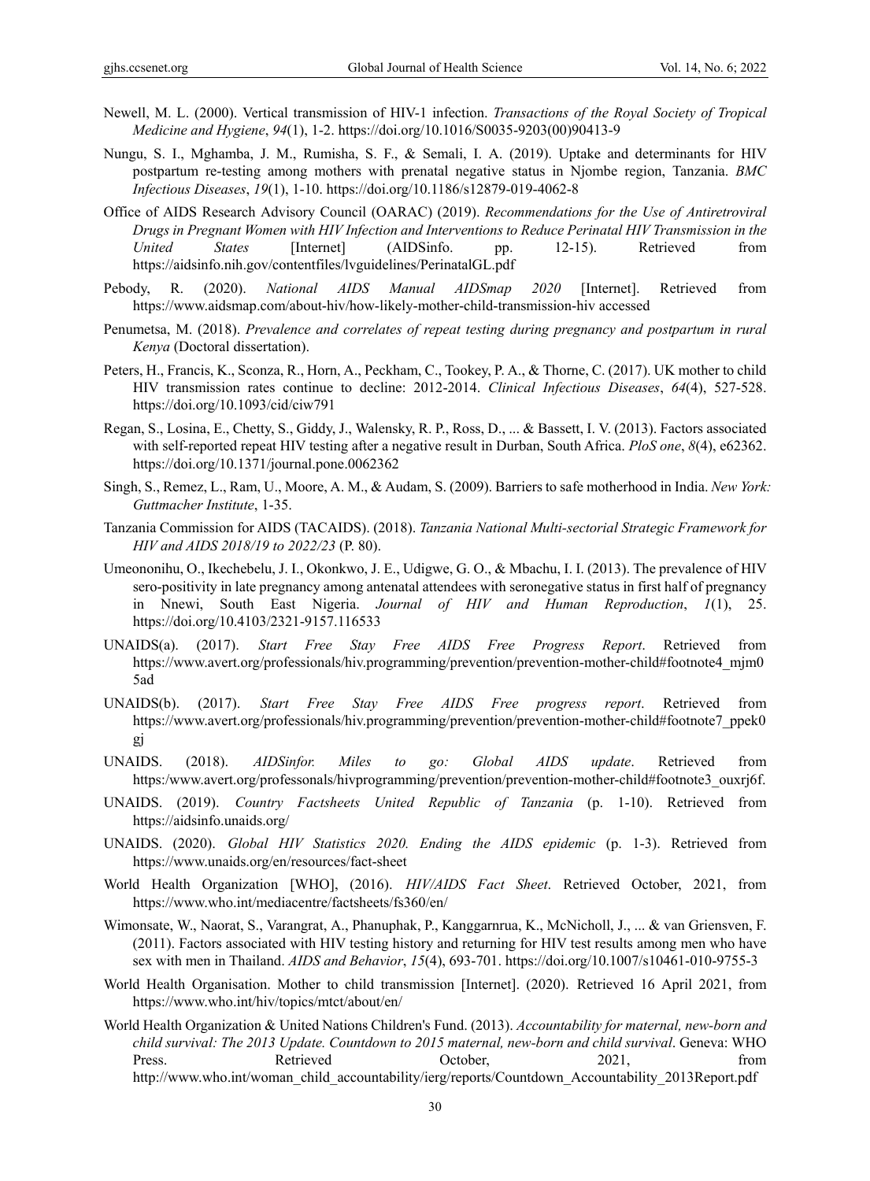Newell, M. L. (2000). Vertical transmission of HIV-1 infection. *Transactions of the Royal Society of Tropical Medicine and Hygiene*, *94*(1), 1-2. https://doi.org/10.1016/S0035-9203(00)90413-9

Nungu, S. I., Mghamba, J. M., Rumisha, S. F., & Semali, I. A. (2019). Uptake and determinants for HIV postpartum re-testing among mothers with prenatal negative status in Njombe region, Tanzania. *BMC Infectious Diseases*, *19*(1), 1-10. https://doi.org/10.1186/s12879-019-4062-8

Office of AIDS Research Advisory Council (OARAC) (2019). *Recommendations for the Use of Antiretroviral Drugs in Pregnant Women with HIV Infection and Interventions to Reduce Perinatal HIV Transmission in the United States* [Internet] (AIDSinfo. pp. 12-15). Retrieved from https://aidsinfo.nih.gov/contentfiles/lvguidelines/PerinatalGL.pdf

Pebody, R. (2020). *National AIDS Manual AIDSmap 2020* [Internet]. Retrieved from https://www.aidsmap.com/about-hiv/how-likely-mother-child-transmission-hiv accessed

Penumetsa, M. (2018). *Prevalence and correlates of repeat testing during pregnancy and postpartum in rural Kenya* (Doctoral dissertation).

Peters, H., Francis, K., Sconza, R., Horn, A., Peckham, C., Tookey, P. A., & Thorne, C. (2017). UK mother to child HIV transmission rates continue to decline: 2012-2014. *Clinical Infectious Diseases*, *64*(4), 527-528. https://doi.org/10.1093/cid/ciw791

Regan, S., Losina, E., Chetty, S., Giddy, J., Walensky, R. P., Ross, D., ... & Bassett, I. V. (2013). Factors associated with self-reported repeat HIV testing after a negative result in Durban, South Africa. *PloS one*, *8*(4), e62362. https://doi.org/10.1371/journal.pone.0062362

Singh, S., Remez, L., Ram, U., Moore, A. M., & Audam, S. (2009). Barriers to safe motherhood in India. *New York: Guttmacher Institute*, 1-35.

Tanzania Commission for AIDS (TACAIDS). (2018). *Tanzania National Multi-sectorial Strategic Framework for HIV and AIDS 2018/19 to 2022/23* (P. 80).

Umeononihu, O., Ikechebelu, J. I., Okonkwo, J. E., Udigwe, G. O., & Mbachu, I. I. (2013). The prevalence of HIV sero-positivity in late pregnancy among antenatal attendees with seronegative status in first half of pregnancy in Nnewi, South East Nigeria. *Journal of HIV and Human Reproduction*, *1*(1), 25. https://doi.org/10.4103/2321-9157.116533

UNAIDS(a). (2017). *Start Free Stay Free AIDS Free Progress Report*. Retrieved from https://www.avert.org/professionals/hiv.programming/prevention/prevention-mother-child#footnote4_mjm05ad

UNAIDS(b). (2017). *Start Free Stay Free AIDS Free progress report*. Retrieved from https://www.avert.org/professionals/hiv.programming/prevention/prevention-mother-child#footnote7_ppek0gj

UNAIDS. (2018). *AIDSinfor. Miles to go: Global AIDS update*. Retrieved from https:/www.avert.org/professonals/hivprogramming/prevention/prevention-mother-child#footnote3_ouxrj6f.

UNAIDS. (2019). *Country Factsheets United Republic of Tanzania* (p. 1-10). Retrieved from https://aidsinfo.unaids.org/

UNAIDS. (2020). *Global HIV Statistics 2020. Ending the AIDS epidemic* (p. 1-3). Retrieved from https://www.unaids.org/en/resources/fact-sheet

World Health Organization [WHO], (2016). *HIV/AIDS Fact Sheet*. Retrieved October, 2021, from https://www.who.int/mediacentre/factsheets/fs360/en/

Wimonsate, W., Naorat, S., Varangrat, A., Phanuphak, P., Kanggarnrua, K., McNicholl, J., ... & van Griensven, F. (2011). Factors associated with HIV testing history and returning for HIV test results among men who have sex with men in Thailand. *AIDS and Behavior*, *15*(4), 693-701. https://doi.org/10.1007/s10461-010-9755-3

World Health Organisation. Mother to child transmission [Internet]. (2020). Retrieved 16 April 2021, from https://www.who.int/hiv/topics/mtct/about/en/

World Health Organization & United Nations Children's Fund. (2013). *Accountability for maternal, new-born and child survival: The 2013 Update. Countdown to 2015 maternal, new-born and child survival*. Geneva: WHO Press. Retrieved October, 2021, from http://www.who.int/woman_child_accountability/ierg/reports/Countdown_Accountability_2013Report.pdf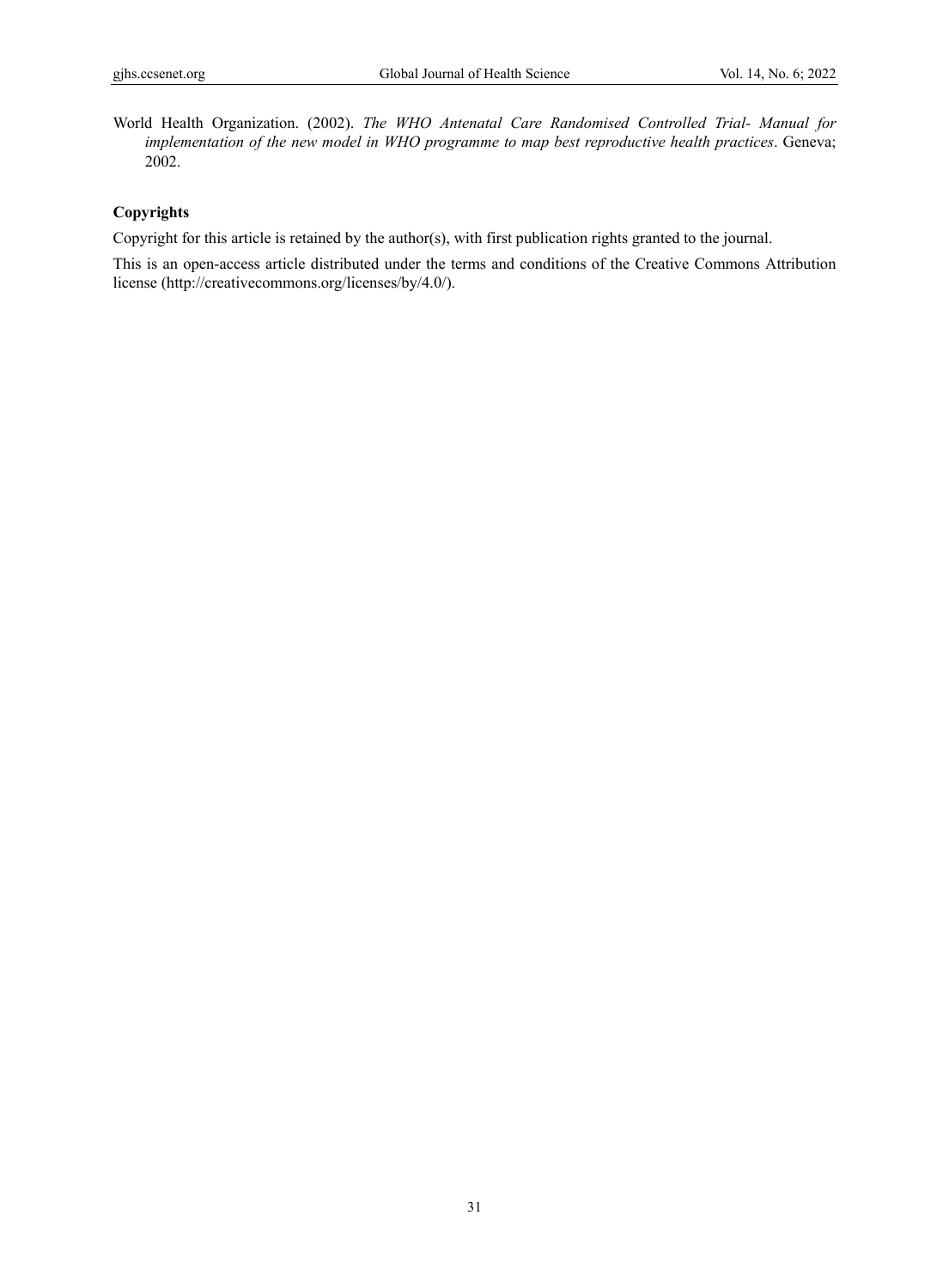World Health Organization. (2002). *The WHO Antenatal Care Randomised Controlled Trial- Manual for implementation of the new model in WHO programme to map best reproductive health practices*. Geneva; 2002.

**Copyrights**

Copyright for this article is retained by the author(s), with first publication rights granted to the journal.

This is an open-access article distributed under the terms and conditions of the Creative Commons Attribution license (http://creativecommons.org/licenses/by/4.0/).